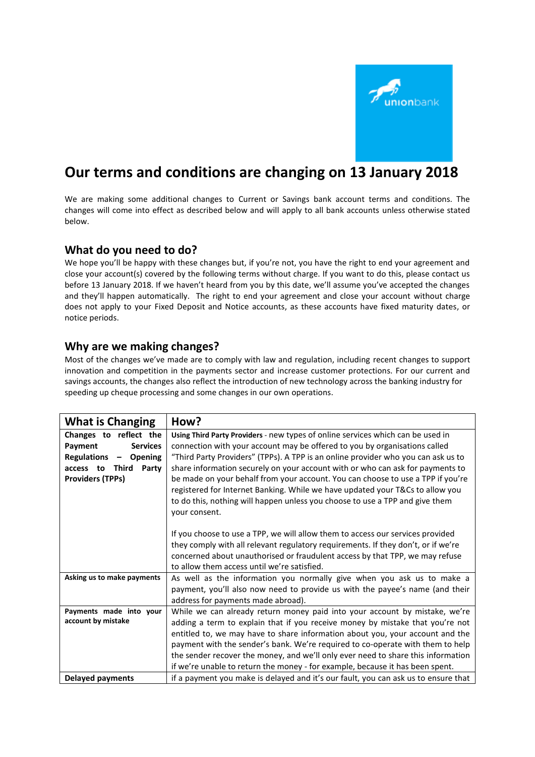# Our terms and conditions are changing on 13 January 2018

We are making some additional changes to Current or Savings bank account terms and conditions. The changes will come into effect as described below and will apply to all bank accounts unless otherwise stated below.

## What do you need to do?

We hope you'll be happy with these changes but, if you're not, you have the right to end your agreement and close your account(s) covered by the following terms without charge. If you want to do this, please contact us before 13 January 2018. If we haven't heard from you by this date, we'll assume you've accepted the changes and they'll happen automatically. The right to end your agreement and close your account without charge does not apply to your Fixed Deposit and Notice accounts, as these accounts have fixed maturity dates, or notice periods.

## Why are we making changes?

Most of the changes we've made are to comply with law and regulation, including recent changes to support innovation and competition in the payments sector and increase customer protections. For our current and savings accounts, the changes also reflect the introduction of new technology across the banking industry for speeding up cheque processing and some changes in our own operations.

| What is Changing | How? |
|---|---|
| **Changes to reflect the Payment Services Regulations – Opening access to Third Party Providers (TPPs)** | **Using Third Party Providers** - new types of online services which can be used in connection with your account may be offered to you by organisations called "Third Party Providers" (TPPs). A TPP is an online provider who you can ask us to share information securely on your account with or who can ask for payments to be made on your behalf from your account. You can choose to use a TPP if you're registered for Internet Banking. While we have updated your T&Cs to allow you to do this, nothing will happen unless you choose to use a TPP and give them your consent.<br><br>If you choose to use a TPP, we will allow them to access our services provided they comply with all relevant regulatory requirements. If they don't, or if we're concerned about unauthorised or fraudulent access by that TPP, we may refuse to allow them access until we're satisfied. |
| **Asking us to make payments** | As well as the information you normally give when you ask us to make a payment, you'll also now need to provide us with the payee's name (and their address for payments made abroad). |
| **Payments made into your account by mistake** | While we can already return money paid into your account by mistake, we're adding a term to explain that if you receive money by mistake that you're not entitled to, we may have to share information about you, your account and the payment with the sender's bank. We're required to co-operate with them to help the sender recover the money, and we'll only ever need to share this information if we're unable to return the money - for example, because it has been spent. |
| **Delayed payments** | if a payment you make is delayed and it's our fault, you can ask us to ensure that |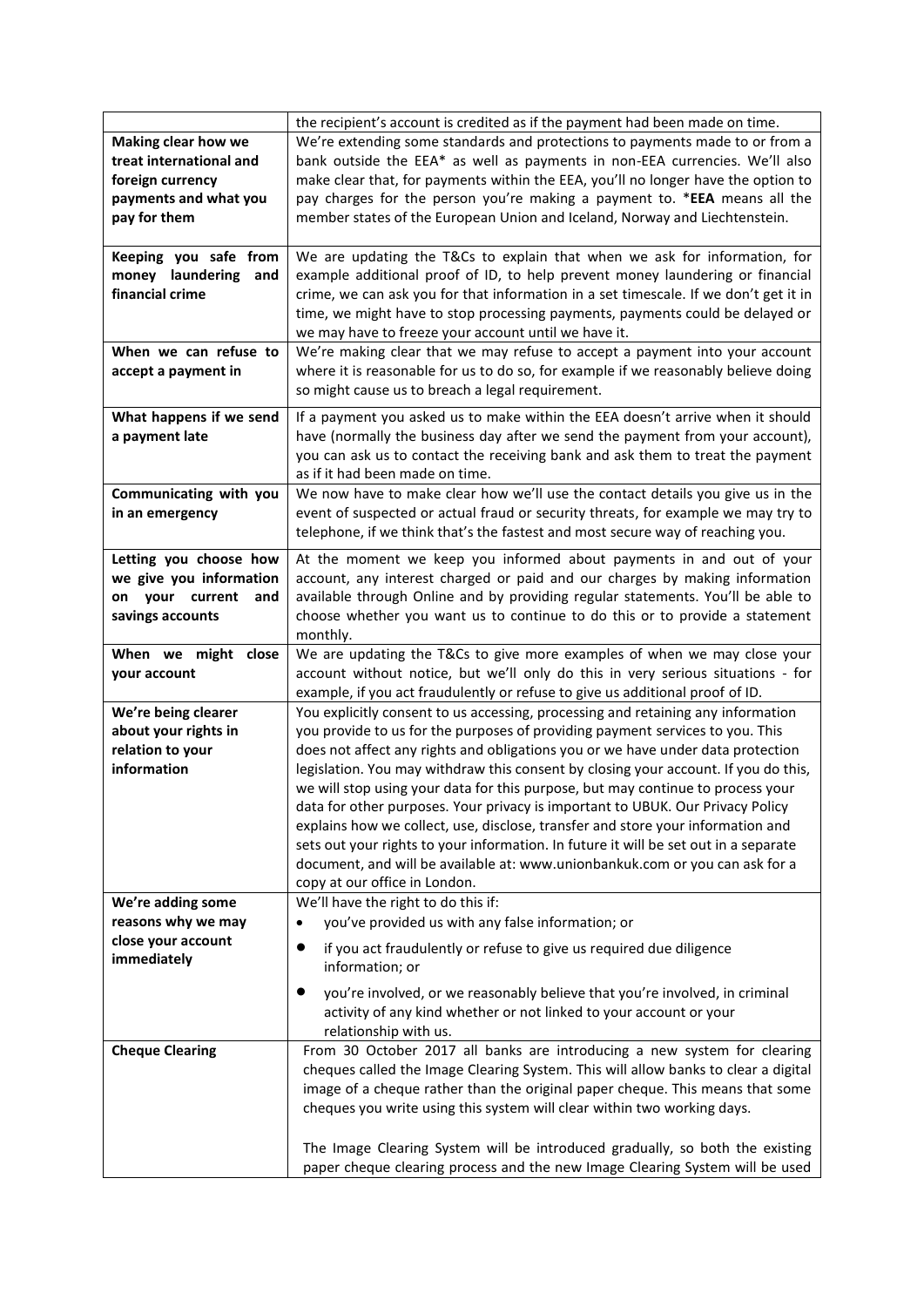| | |
|---|---|
| | the recipient's account is credited as if the payment had been made on time. |
| **Making clear how we treat international and foreign currency payments and what you pay for them** | We're extending some standards and protections to payments made to or from a bank outside the EEA* as well as payments in non-EEA currencies. We'll also make clear that, for payments within the EEA, you'll no longer have the option to pay charges for the person you're making a payment to. ***EEA** means all the member states of the European Union and Iceland, Norway and Liechtenstein. |
| **Keeping you safe from money laundering and financial crime** | We are updating the T&Cs to explain that when we ask for information, for example additional proof of ID, to help prevent money laundering or financial crime, we can ask you for that information in a set timescale. If we don't get it in time, we might have to stop processing payments, payments could be delayed or we may have to freeze your account until we have it. |
| **When we can refuse to accept a payment in** | We're making clear that we may refuse to accept a payment into your account where it is reasonable for us to do so, for example if we reasonably believe doing so might cause us to breach a legal requirement. |
| **What happens if we send a payment late** | If a payment you asked us to make within the EEA doesn't arrive when it should have (normally the business day after we send the payment from your account), you can ask us to contact the receiving bank and ask them to treat the payment as if it had been made on time. |
| **Communicating with you in an emergency** | We now have to make clear how we'll use the contact details you give us in the event of suspected or actual fraud or security threats, for example we may try to telephone, if we think that's the fastest and most secure way of reaching you. |
| **Letting you choose how we give you information on your current and savings accounts** | At the moment we keep you informed about payments in and out of your account, any interest charged or paid and our charges by making information available through Online and by providing regular statements. You'll be able to choose whether you want us to continue to do this or to provide a statement monthly. |
| **When we might close your account** | We are updating the T&Cs to give more examples of when we may close your account without notice, but we'll only do this in very serious situations - for example, if you act fraudulently or refuse to give us additional proof of ID. |
| **We're being clearer about your rights in relation to your information** | You explicitly consent to us accessing, processing and retaining any information you provide to us for the purposes of providing payment services to you. This does not affect any rights and obligations you or we have under data protection legislation. You may withdraw this consent by closing your account. If you do this, we will stop using your data for this purpose, but may continue to process your data for other purposes. Your privacy is important to UBUK. Our Privacy Policy explains how we collect, use, disclose, transfer and store your information and sets out your rights to your information. In future it will be set out in a separate document, and will be available at: www.unionbankuk.com or you can ask for a copy at our office in London. |
| **We're adding some reasons why we may close your account immediately** | We'll have the right to do this if:<br>• you've provided us with any false information; or<br>• if you act fraudulently or refuse to give us required due diligence information; or<br>• you're involved, or we reasonably believe that you're involved, in criminal activity of any kind whether or not linked to your account or your relationship with us. |
| **Cheque Clearing** | From 30 October 2017 all banks are introducing a new system for clearing cheques called the Image Clearing System. This will allow banks to clear a digital image of a cheque rather than the original paper cheque. This means that some cheques you write using this system will clear within two working days.<br><br>The Image Clearing System will be introduced gradually, so both the existing paper cheque clearing process and the new Image Clearing System will be used |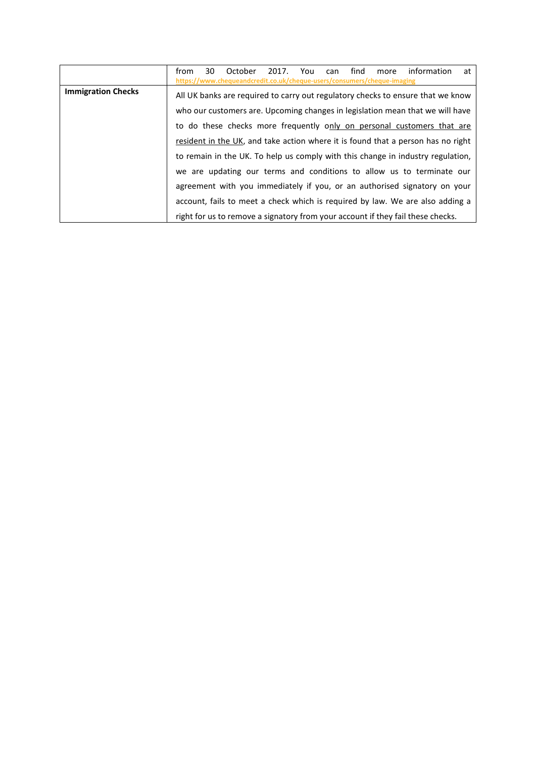| | |
|---|---|
| | from 30 October 2017. You can find more information at https://www.chequeandcredit.co.uk/cheque-users/consumers/cheque-imaging |
| **Immigration Checks** | All UK banks are required to carry out regulatory checks to ensure that we know who our customers are. Upcoming changes in legislation mean that we will have to do these checks more frequently only on personal customers that are resident in the UK, and take action where it is found that a person has no right to remain in the UK. To help us comply with this change in industry regulation, we are updating our terms and conditions to allow us to terminate our agreement with you immediately if you, or an authorised signatory on your account, fails to meet a check which is required by law. We are also adding a right for us to remove a signatory from your account if they fail these checks. |